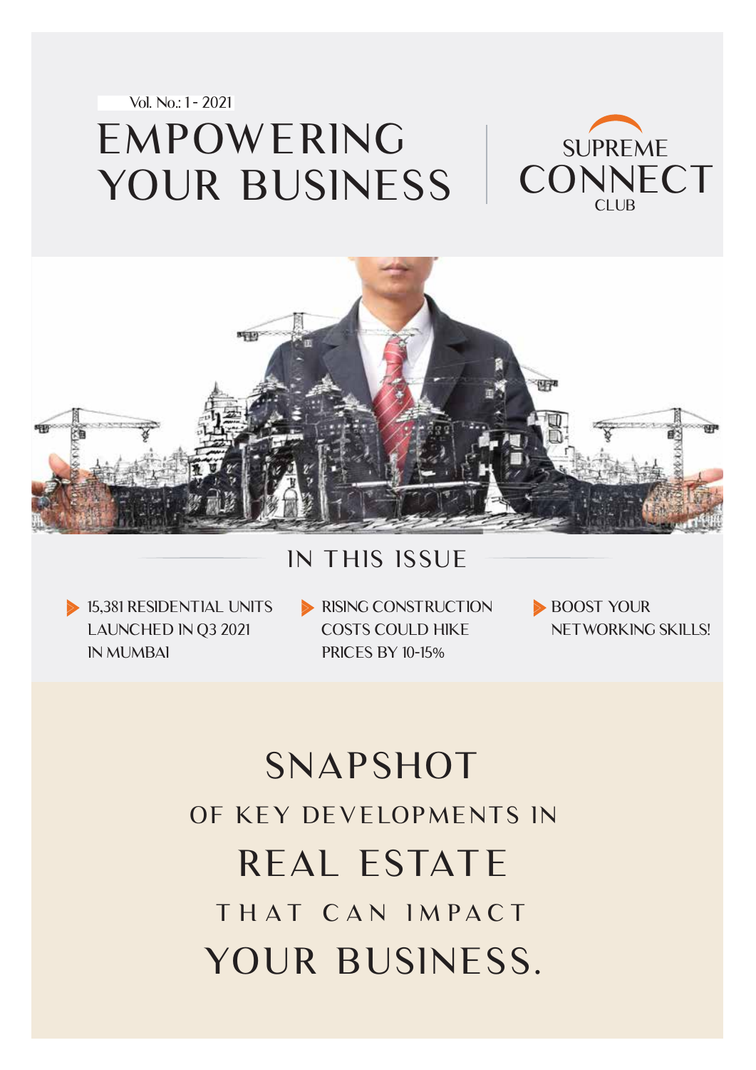Vol. No.: 1 - 2021

# EMPOWERING YOUR BUSINESS

SUPREME CONNECT CLUB

## IN THIS ISSUE

- 15,381 RESIDENTIAL UNITS LAUNCHED IN Q3 2021 IN MUMBAI
- RISING CONSTRUCTION COSTS COULD HIKE PRICES BY 10-15%
- BOOST YOUR NETWORKING SKILLS!

# SNAPSHOT OF KEY DEVELOPMENTS IN REAL ESTATE THAT CAN IMPACT YOUR BUSINESS.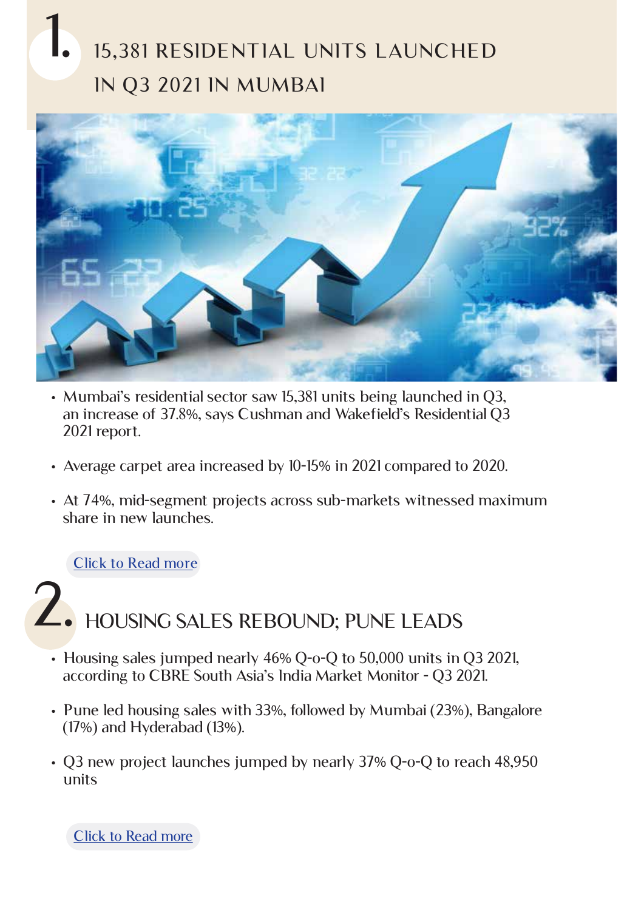# 1. 15,381 RESIDENTIAL UNITS LAUNCHED IN Q3 2021 IN MUMBAI

- Mumbai's residential sector saw 15,381 units being launched in Q3, an increase of 37.8%, says Cushman and Wakefield's Residential Q3 2021 report.
- Average carpet area increased by 10-15% in 2021 compared to 2020.
- At 74%, mid-segment projects across sub-markets witnessed maximum share in new launches.

Click to Read more

# 2. HOUSING SALES REBOUND; PUNE LEADS

- Housing sales jumped nearly 46% Q-o-Q to 50,000 units in Q3 2021, according to CBRE South Asia's India Market Monitor - Q3 2021.
- Pune led housing sales with 33%, followed by Mumbai (23%), Bangalore (17%) and Hyderabad (13%).
- Q3 new project launches jumped by nearly 37% Q-o-Q to reach 48,950 units

Click to Read more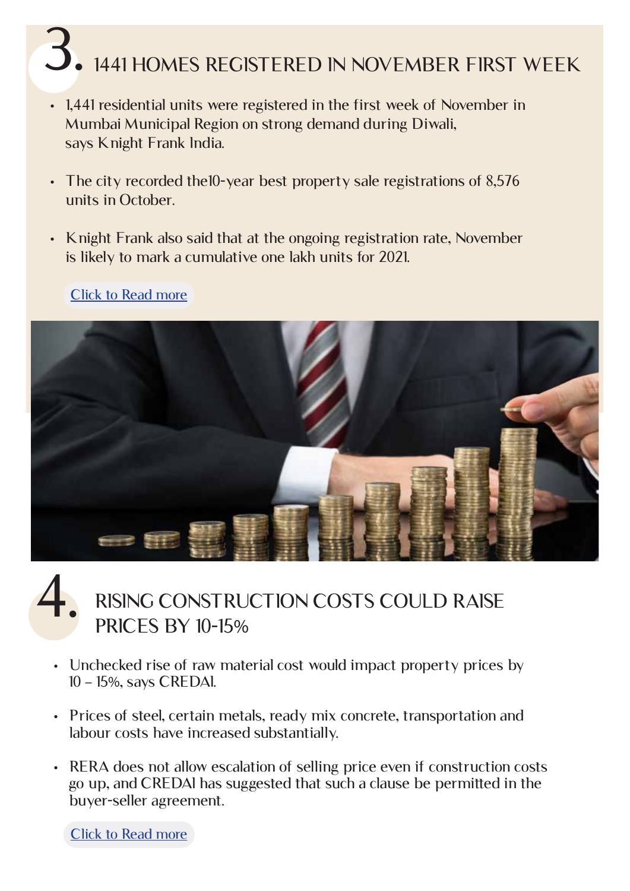## 3. 1441 HOMES REGISTERED IN NOVEMBER FIRST WEEK

- 1,441 residential units were registered in the first week of November in Mumbai Municipal Region on strong demand during Diwali, says Knight Frank India.
- The city recorded the10-year best property sale registrations of 8,576 units in October.
- Knight Frank also said that at the ongoing registration rate, November is likely to mark a cumulative one lakh units for 2021.

Click to Read more

## 4. RISING CONSTRUCTION COSTS COULD RAISE PRICES BY 10-15%

- Unchecked rise of raw material cost would impact property prices by 10 – 15%, says CREDAI.
- Prices of steel, certain metals, ready mix concrete, transportation and labour costs have increased substantially.
- RERA does not allow escalation of selling price even if construction costs go up, and CREDAI has suggested that such a clause be permitted in the buyer-seller agreement.

Click to Read more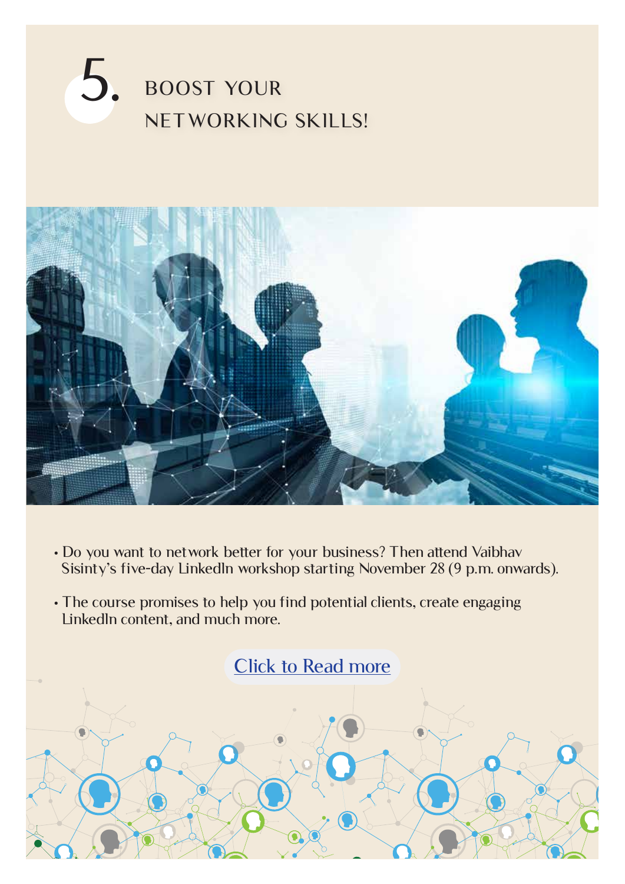## 5. BOOST YOUR NETWORKING SKILLS!

- Do you want to network better for your business? Then attend Vaibhav Sisinty's five-day LinkedIn workshop starting November 28 (9 p.m. onwards).
- The course promises to help you find potential clients, create engaging LinkedIn content, and much more.

Click to Read more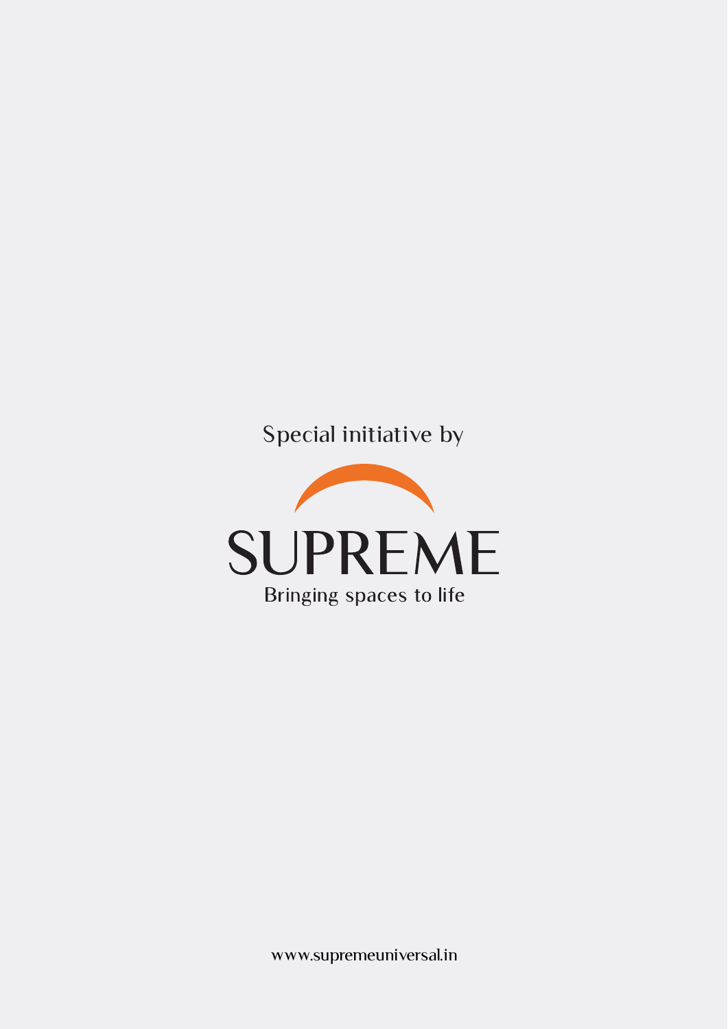Special initiative by

SUPREME

Bringing spaces to life

www.supremeuniversal.in